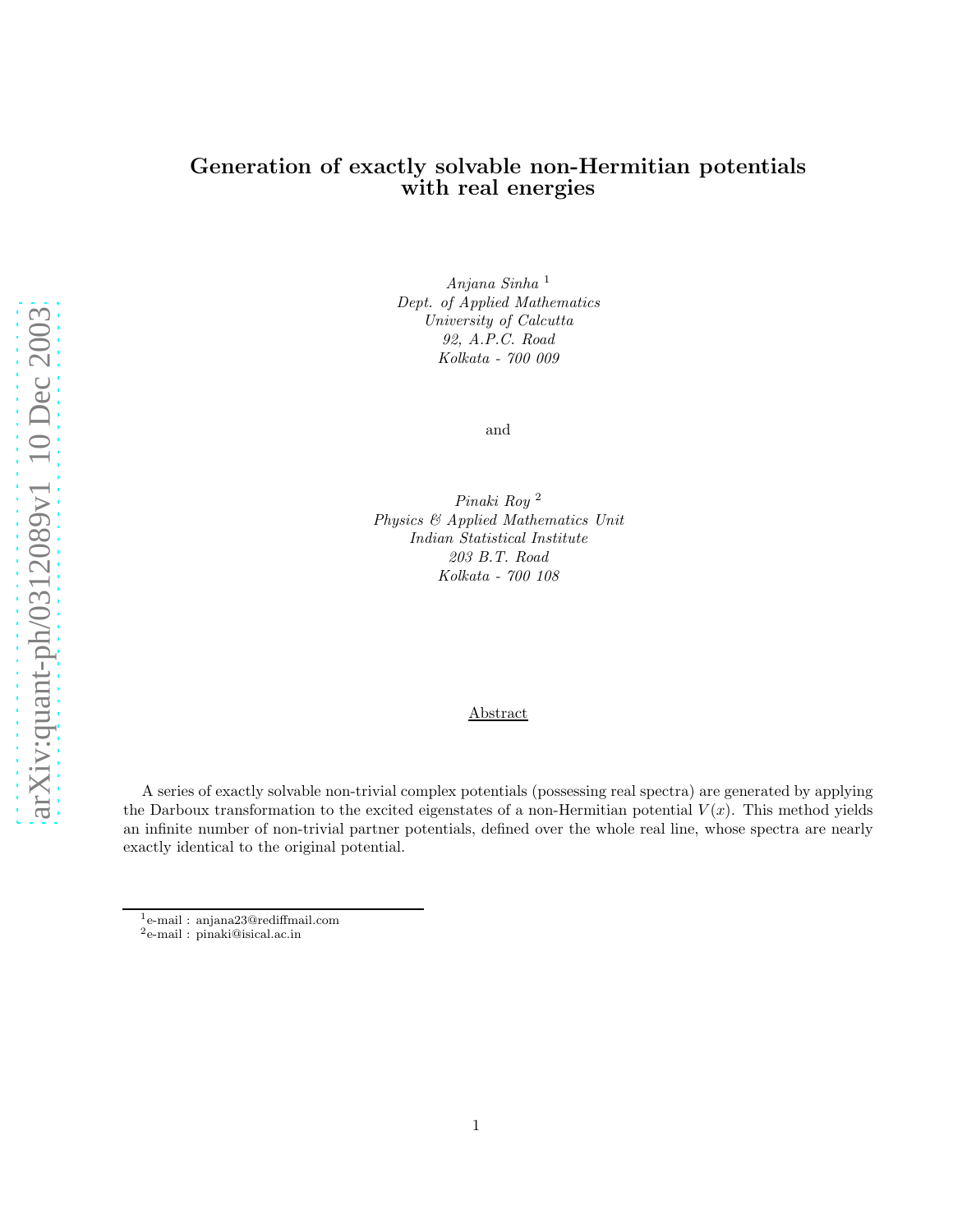# Generation of exactly solvable non-Hermitian potentials with real energies

*Anjana Sinha* [1]
*Dept. of Applied Mathematics*
*University of Calcutta*
*92, A.P.C. Road*
*Kolkata - 700 009*

and

*Pinaki Roy* [2]
*Physics & Applied Mathematics Unit*
*Indian Statistical Institute*
*203 B.T. Road*
*Kolkata - 700 108*

## Abstract

A series of exactly solvable non-trivial complex potentials (possessing real spectra) are generated by applying the Darboux transformation to the excited eigenstates of a non-Hermitian potential $V(x)$. This method yields an infinite number of non-trivial partner potentials, defined over the whole real line, whose spectra are nearly exactly identical to the original potential.

---

[1] e-mail : anjana23@rediffmail.com
[2] e-mail : pinaki@isical.ac.in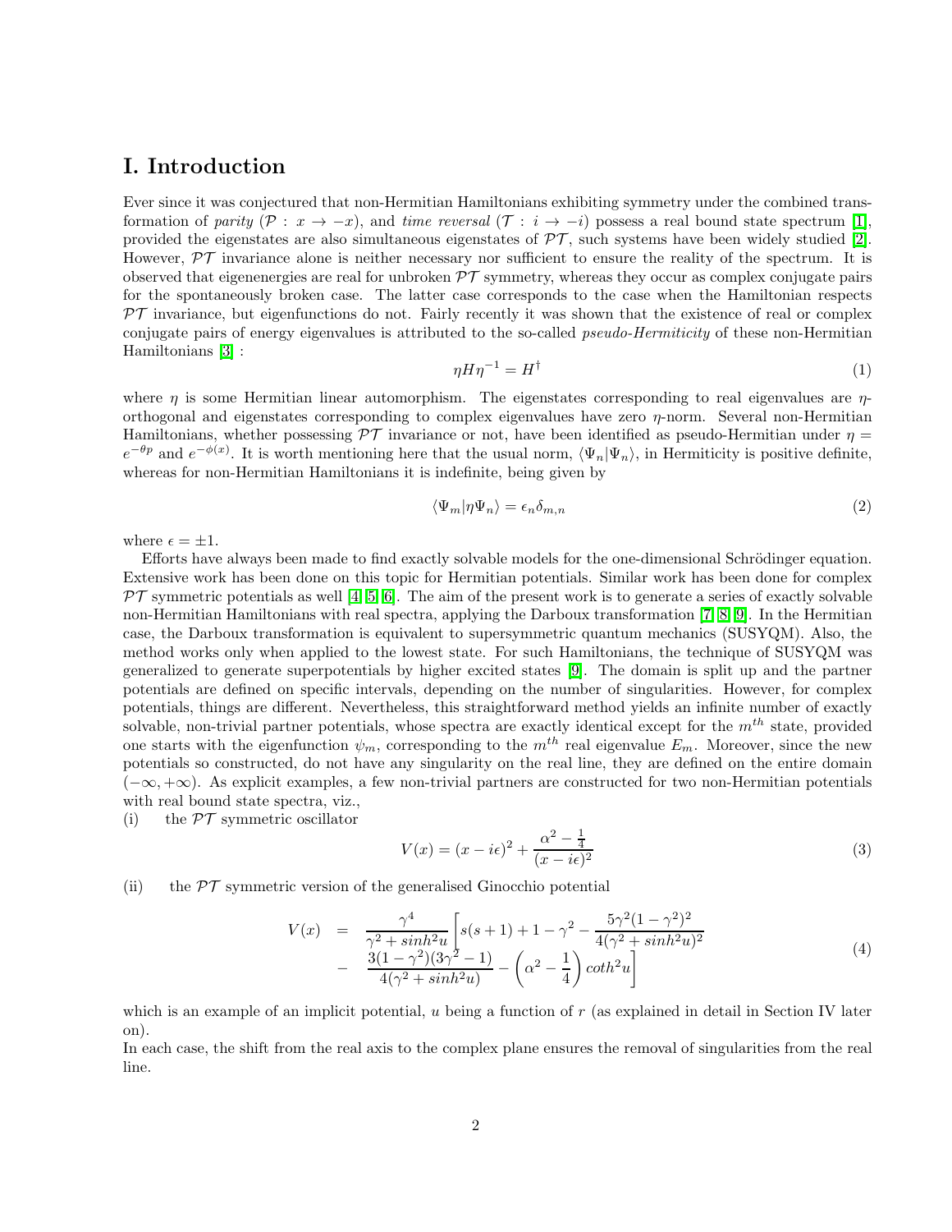## I. Introduction

Ever since it was conjectured that non-Hermitian Hamiltonians exhibiting symmetry under the combined transformation of *parity* ($\mathcal{P} : x \to -x$), and *time reversal* ($\mathcal{T} : i \to -i$) possess a real bound state spectrum [1], provided the eigenstates are also simultaneous eigenstates of $\mathcal{PT}$, such systems have been widely studied [2]. However, $\mathcal{PT}$ invariance alone is neither necessary nor sufficient to ensure the reality of the spectrum. It is observed that eigenenergies are real for unbroken $\mathcal{PT}$ symmetry, whereas they occur as complex conjugate pairs for the spontaneously broken case. The latter case corresponds to the case when the Hamiltonian respects $\mathcal{PT}$ invariance, but eigenfunctions do not. Fairly recently it was shown that the existence of real or complex conjugate pairs of energy eigenvalues is attributed to the so-called *pseudo-Hermiticity* of these non-Hermitian Hamiltonians [3] :

$$\eta H \eta^{-1} = H^{\dagger} \tag{1}$$

where $\eta$ is some Hermitian linear automorphism. The eigenstates corresponding to real eigenvalues are $\eta$-orthogonal and eigenstates corresponding to complex eigenvalues have zero $\eta$-norm. Several non-Hermitian Hamiltonians, whether possessing $\mathcal{PT}$ invariance or not, have been identified as pseudo-Hermitian under $\eta = e^{-\theta p}$ and $e^{-\phi(x)}$. It is worth mentioning here that the usual norm, $\langle \Psi_n | \Psi_n \rangle$, in Hermiticity is positive definite, whereas for non-Hermitian Hamiltonians it is indefinite, being given by

$$\langle \Psi_m | \eta \Psi_n \rangle = \epsilon_n \delta_{m,n} \tag{2}$$

where $\epsilon = \pm 1$.

Efforts have always been made to find exactly solvable models for the one-dimensional Schrödinger equation. Extensive work has been done on this topic for Hermitian potentials. Similar work has been done for complex $\mathcal{PT}$ symmetric potentials as well [4, 5, 6]. The aim of the present work is to generate a series of exactly solvable non-Hermitian Hamiltonians with real spectra, applying the Darboux transformation [7, 8, 9]. In the Hermitian case, the Darboux transformation is equivalent to supersymmetric quantum mechanics (SUSYQM). Also, the method works only when applied to the lowest state. For such Hamiltonians, the technique of SUSYQM was generalized to generate superpotentials by higher excited states [9]. The domain is split up and the partner potentials are defined on specific intervals, depending on the number of singularities. However, for complex potentials, things are different. Nevertheless, this straightforward method yields an infinite number of exactly solvable, non-trivial partner potentials, whose spectra are exactly identical except for the $m^{th}$ state, provided one starts with the eigenfunction $\psi_m$, corresponding to the $m^{th}$ real eigenvalue $E_m$. Moreover, since the new potentials so constructed, do not have any singularity on the real line, they are defined on the entire domain $(-\infty, +\infty)$. As explicit examples, a few non-trivial partners are constructed for two non-Hermitian potentials with real bound state spectra, viz.,

(i) the $\mathcal{PT}$ symmetric oscillator

$$V(x) = (x - i\epsilon)^2 + \frac{\alpha^2 - \frac{1}{4}}{(x - i\epsilon)^2} \tag{3}$$

(ii) the $\mathcal{PT}$ symmetric version of the generalised Ginocchio potential

$$\begin{aligned} V(x) &= \frac{\gamma^4}{\gamma^2 + sinh^2 u}\left[ s(s+1) + 1 - \gamma^2 - \frac{5\gamma^2(1-\gamma^2)^2}{4(\gamma^2 + sinh^2 u)^2} \right. \\ &- \left. \frac{3(1-\gamma^2)(3\gamma^2 - 1)}{4(\gamma^2 + sinh^2 u)} - \left(\alpha^2 - \frac{1}{4}\right) coth^2 u \right] \end{aligned} \tag{4}$$

which is an example of an implicit potential, $u$ being a function of $r$ (as explained in detail in Section IV later on).

In each case, the shift from the real axis to the complex plane ensures the removal of singularities from the real line.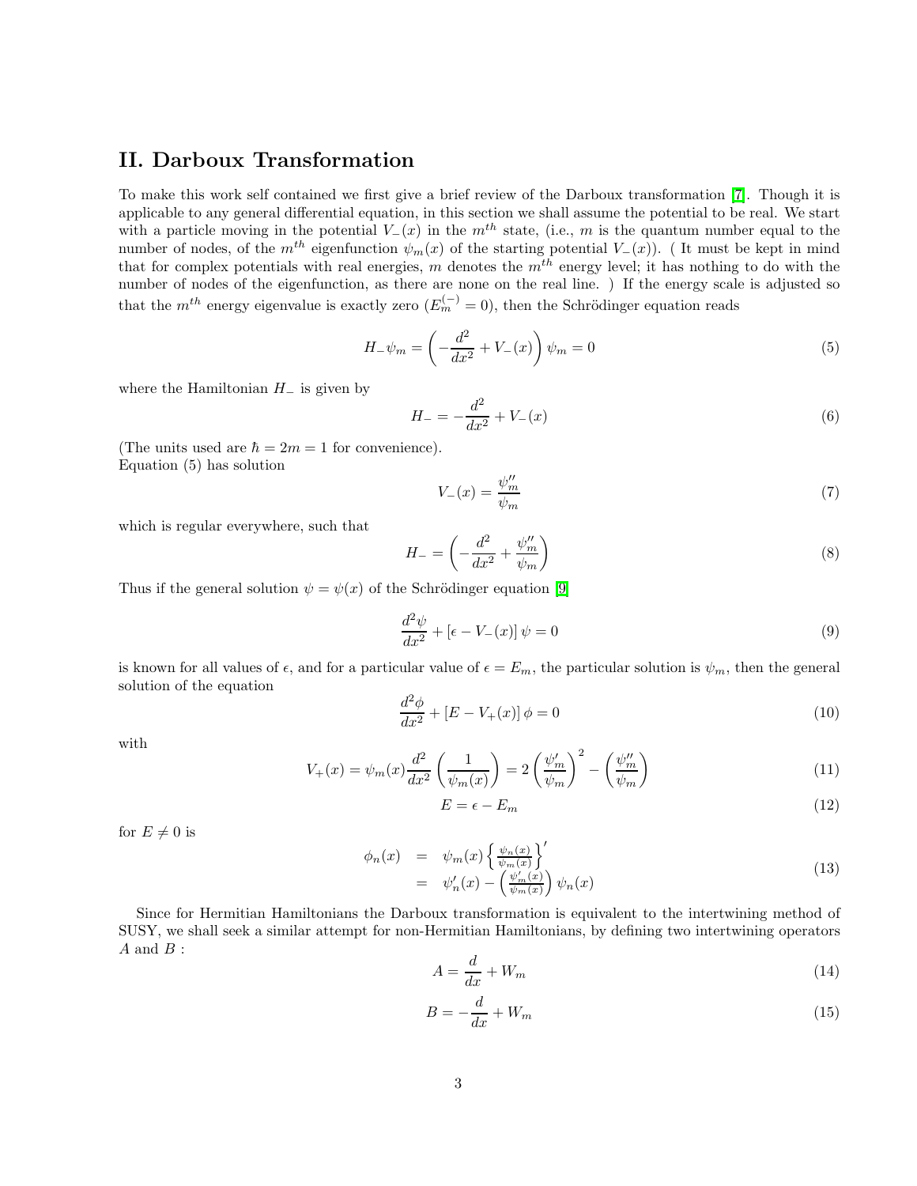## II. Darboux Transformation

To make this work self contained we first give a brief review of the Darboux transformation [7]. Though it is applicable to any general differential equation, in this section we shall assume the potential to be real. We start with a particle moving in the potential $V_-(x)$ in the $m^{th}$ state, (i.e., $m$ is the quantum number equal to the number of nodes, of the $m^{th}$ eigenfunction $\psi_m(x)$ of the starting potential $V_-(x)$). ( It must be kept in mind that for complex potentials with real energies, $m$ denotes the $m^{th}$ energy level; it has nothing to do with the number of nodes of the eigenfunction, as there are none on the real line. ) If the energy scale is adjusted so that the $m^{th}$ energy eigenvalue is exactly zero ($E_m^{(-)} = 0$), then the Schrödinger equation reads

$$H_-\psi_m = \left(-\frac{d^2}{dx^2} + V_-(x)\right)\psi_m = 0 \tag{5}$$

where the Hamiltonian $H_-$ is given by

$$H_- = -\frac{d^2}{dx^2} + V_-(x) \tag{6}$$

(The units used are $\hbar = 2m = 1$ for convenience).
Equation (5) has solution

$$V_-(x) = \frac{\psi_m''}{\psi_m} \tag{7}$$

which is regular everywhere, such that

$$H_- = \left(-\frac{d^2}{dx^2} + \frac{\psi_m''}{\psi_m}\right) \tag{8}$$

Thus if the general solution $\psi = \psi(x)$ of the Schrödinger equation [9]

$$\frac{d^2\psi}{dx^2} + [\epsilon - V_-(x)]\,\psi = 0 \tag{9}$$

is known for all values of $\epsilon$, and for a particular value of $\epsilon = E_m$, the particular solution is $\psi_m$, then the general solution of the equation

$$\frac{d^2\phi}{dx^2} + [E - V_+(x)]\,\phi = 0 \tag{10}$$

with

$$V_+(x) = \psi_m(x)\frac{d^2}{dx^2}\left(\frac{1}{\psi_m(x)}\right) = 2\left(\frac{\psi_m'}{\psi_m}\right)^2 - \left(\frac{\psi_m''}{\psi_m}\right) \tag{11}$$

$$E = \epsilon - E_m \tag{12}$$

for $E \neq 0$ is

$$\begin{aligned} \phi_n(x) &= \psi_m(x)\left\{\frac{\psi_n(x)}{\psi_m(x)}\right\}' \\ &= \psi_n'(x) - \left(\frac{\psi_m'(x)}{\psi_m(x)}\right)\psi_n(x) \end{aligned} \tag{13}$$

Since for Hermitian Hamiltonians the Darboux transformation is equivalent to the intertwining method of SUSY, we shall seek a similar attempt for non-Hermitian Hamiltonians, by defining two intertwining operators $A$ and $B$ :

$$A = \frac{d}{dx} + W_m \tag{14}$$

$$B = -\frac{d}{dx} + W_m \tag{15}$$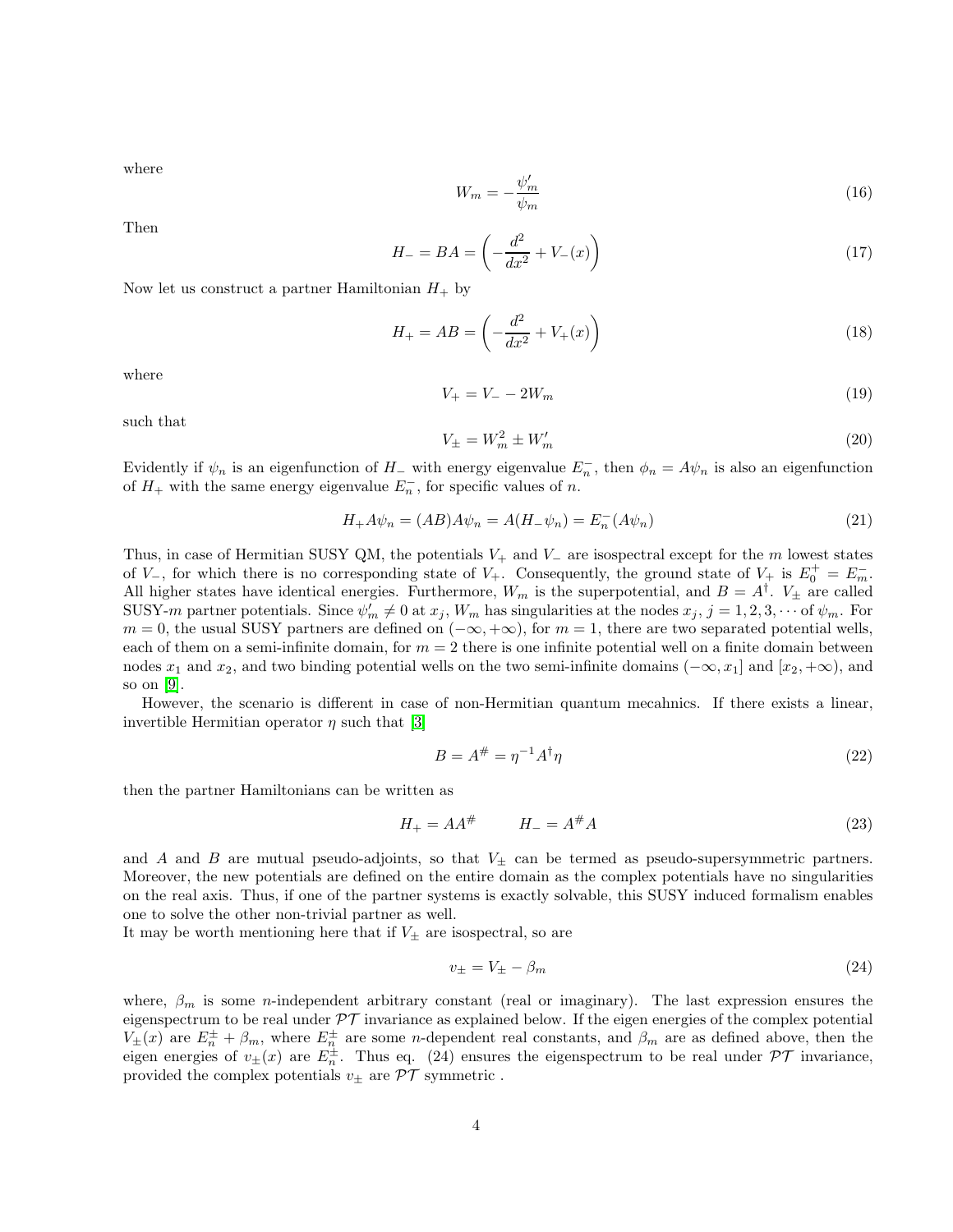where

$$
W_m = -\frac{\psi'_m}{\psi_m} \tag{16}
$$

Then

$$
H_- = BA = \left(-\frac{d^2}{dx^2} + V_-(x)\right) \tag{17}
$$

Now let us construct a partner Hamiltonian $H_+$ by

$$
H_+ = AB = \left(-\frac{d^2}{dx^2} + V_+(x)\right) \tag{18}
$$

where

$$
V_+ = V_- - 2W_m \tag{19}
$$

such that

$$
V_\pm = W_m^2 \pm W'_m \tag{20}
$$

Evidently if $\psi_n$ is an eigenfunction of $H_-$ with energy eigenvalue $E_n^-$, then $\phi_n = A\psi_n$ is also an eigenfunction of $H_+$ with the same energy eigenvalue $E_n^-$, for specific values of $n$.

$$
H_+ A\psi_n = (AB)A\psi_n = A(H_-\psi_n) = E_n^-(A\psi_n) \tag{21}
$$

Thus, in case of Hermitian SUSY QM, the potentials $V_+$ and $V_-$ are isospectral except for the $m$ lowest states of $V_-$, for which there is no corresponding state of $V_+$. Consequently, the ground state of $V_+$ is $E_0^+ = E_m^-$. All higher states have identical energies. Furthermore, $W_m$ is the superpotential, and $B = A^\dagger$. $V_\pm$ are called SUSY-$m$ partner potentials. Since $\psi'_m \neq 0$ at $x_j$, $W_m$ has singularities at the nodes $x_j$, $j = 1, 2, 3, \cdots$ of $\psi_m$. For $m = 0$, the usual SUSY partners are defined on $(-\infty, +\infty)$, for $m = 1$, there are two separated potential wells, each of them on a semi-infinite domain, for $m = 2$ there is one infinite potential well on a finite domain between nodes $x_1$ and $x_2$, and two binding potential wells on the two semi-infinite domains $(-\infty, x_1]$ and $[x_2, +\infty)$, and so on [9].

However, the scenario is different in case of non-Hermitian quantum mecahnics. If there exists a linear, invertible Hermitian operator $\eta$ such that [3]

$$
B = A^\# = \eta^{-1}A^\dagger\eta \tag{22}
$$

then the partner Hamiltonians can be written as

$$
H_+ = AA^\# \qquad H_- = A^\# A \tag{23}
$$

and $A$ and $B$ are mutual pseudo-adjoints, so that $V_\pm$ can be termed as pseudo-supersymmetric partners. Moreover, the new potentials are defined on the entire domain as the complex potentials have no singularities on the real axis. Thus, if one of the partner systems is exactly solvable, this SUSY induced formalism enables one to solve the other non-trivial partner as well.
It may be worth mentioning here that if $V_\pm$ are isospectral, so are

$$
v_\pm = V_\pm - \beta_m \tag{24}
$$

where, $\beta_m$ is some $n$-independent arbitrary constant (real or imaginary). The last expression ensures the eigenspectrum to be real under $\mathcal{PT}$ invariance as explained below. If the eigen energies of the complex potential $V_\pm(x)$ are $E_n^\pm + \beta_m$, where $E_n^\pm$ are some $n$-dependent real constants, and $\beta_m$ are as defined above, then the eigen energies of $v_\pm(x)$ are $E_n^\pm$. Thus eq. (24) ensures the eigenspectrum to be real under $\mathcal{PT}$ invariance, provided the complex potentials $v_\pm$ are $\mathcal{PT}$ symmetric .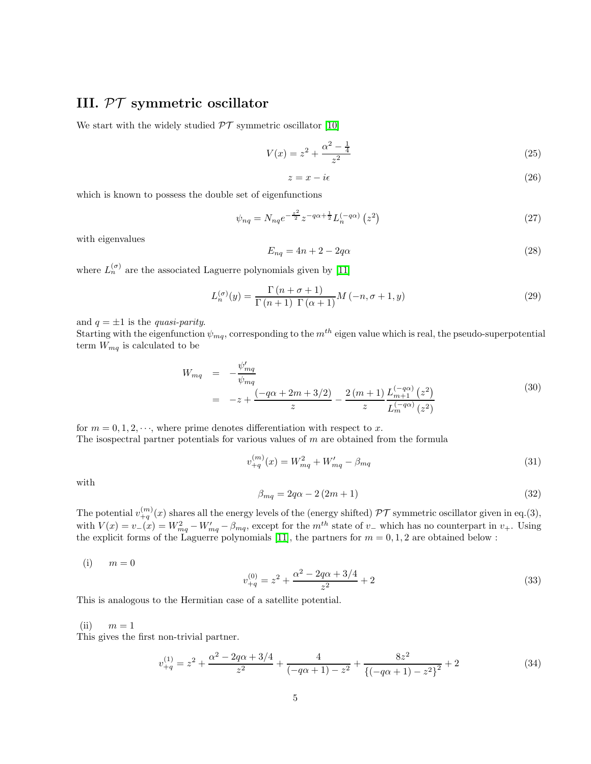## III. $\mathcal{PT}$ symmetric oscillator

We start with the widely studied $\mathcal{PT}$ symmetric oscillator [10]

$$V(x) = z^2 + \frac{\alpha^2 - \frac{1}{4}}{z^2} \tag{25}$$

$$z = x - i\epsilon \tag{26}$$

which is known to possess the double set of eigenfunctions

$$\psi_{nq} = N_{nq} e^{-\frac{z^2}{2}} z^{-q\alpha + \frac{1}{2}} L_n^{(-q\alpha)}\left(z^2\right) \tag{27}$$

with eigenvalues

$$E_{nq} = 4n + 2 - 2q\alpha \tag{28}$$

where $L_n^{(\sigma)}$ are the associated Laguerre polynomials given by [11]

$$L_n^{(\sigma)}(y) = \frac{\Gamma\left(n + \sigma + 1\right)}{\Gamma\left(n+1\right)\ \Gamma\left(\alpha + 1\right)} M\left(-n, \sigma + 1, y\right) \tag{29}$$

and $q = \pm 1$ is the *quasi-parity*.
Starting with the eigenfunction $\psi_{mq}$, corresponding to the $m^{th}$ eigen value which is real, the pseudo-superpotential term $W_{mq}$ is calculated to be

$$\begin{aligned} W_{mq} &= -\frac{\psi'_{mq}}{\psi_{mq}} \\ &= -z + \frac{\left(-q\alpha + 2m + 3/2\right)}{z} - \frac{2\left(m+1\right)}{z} \frac{L_{m+1}^{(-q\alpha)}\left(z^2\right)}{L_m^{(-q\alpha)}\left(z^2\right)} \end{aligned} \tag{30}$$

for $m = 0, 1, 2, \cdots$, where prime denotes differentiation with respect to $x$.
The isospectral partner potentials for various values of $m$ are obtained from the formula

$$v_{+q}^{(m)}(x) = W_{mq}^2 + W'_{mq} - \beta_{mq} \tag{31}$$

with

$$\beta_{mq} = 2q\alpha - 2\left(2m+1\right) \tag{32}$$

The potential $v_{+q}^{(m)}(x)$ shares all the energy levels of the (energy shifted) $\mathcal{PT}$ symmetric oscillator given in eq.(3), with $V(x) = v_-(x) = W_{mq}^2 - W'_{mq} - \beta_{mq}$, except for the $m^{th}$ state of $v_-$ which has no counterpart in $v_+$. Using the explicit forms of the Laguerre polynomials [11], the partners for $m = 0, 1, 2$ are obtained below :

(i) $\quad m = 0$

$$v_{+q}^{(0)} = z^2 + \frac{\alpha^2 - 2q\alpha + 3/4}{z^2} + 2 \tag{33}$$

This is analogous to the Hermitian case of a satellite potential.

(ii) $\quad m = 1$

This gives the first non-trivial partner.

$$v_{+q}^{(1)} = z^2 + \frac{\alpha^2 - 2q\alpha + 3/4}{z^2} + \frac{4}{(-q\alpha + 1) - z^2} + \frac{8z^2}{\left\{(-q\alpha + 1) - z^2\right\}^2} + 2 \tag{34}$$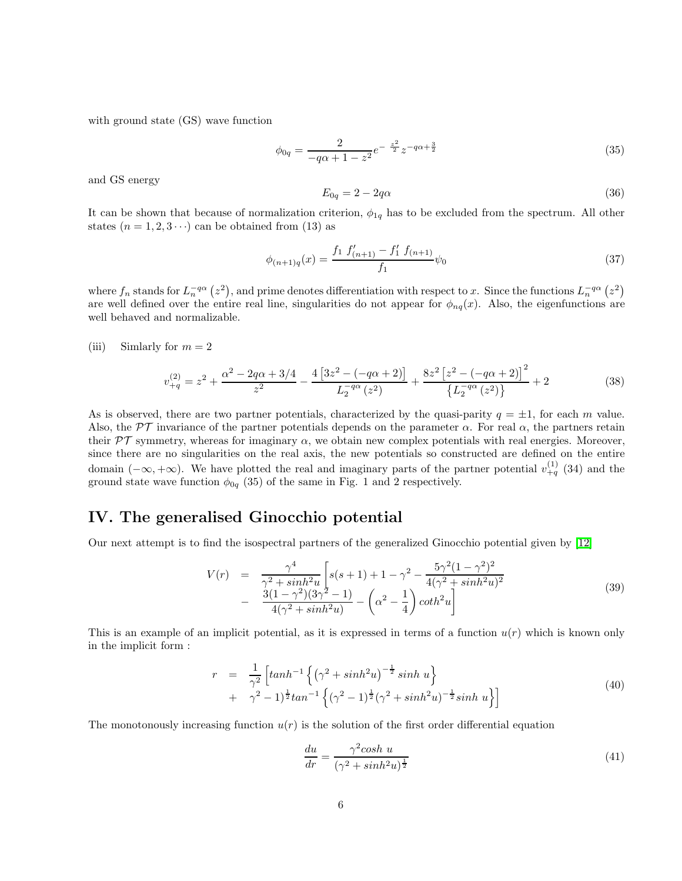with ground state (GS) wave function

$$\phi_{0q} = \frac{2}{-q\alpha + 1 - z^2} e^{-\frac{z^2}{2}} z^{-q\alpha + \frac{3}{2}} \tag{35}$$

and GS energy

$$E_{0q} = 2 - 2q\alpha \tag{36}$$

It can be shown that because of normalization criterion, $\phi_{1q}$ has to be excluded from the spectrum. All other states $(n = 1, 2, 3 \cdots)$ can be obtained from (13) as

$$\phi_{(n+1)q}(x) = \frac{f_1\ f'_{(n+1)} - f'_1\ f_{(n+1)}}{f_1} \psi_0 \tag{37}$$

where $f_n$ stands for $L_n^{-q\alpha}\left(z^2\right)$, and prime denotes differentiation with respect to $x$. Since the functions $L_n^{-q\alpha}\left(z^2\right)$ are well defined over the entire real line, singularities do not appear for $\phi_{nq}(x)$. Also, the eigenfunctions are well behaved and normalizable.

(iii) Simlarly for $m = 2$

$$v_{+q}^{(2)} = z^2 + \frac{\alpha^2 - 2q\alpha + 3/4}{z^2} - \frac{4\left[3z^2 - (-q\alpha + 2)\right]}{L_2^{-q\alpha}\left(z^2\right)} + \frac{8z^2\left[z^2 - (-q\alpha + 2)\right]^2}{\left\{L_2^{-q\alpha}\left(z^2\right)\right\}} + 2 \tag{38}$$

As is observed, there are two partner potentials, characterized by the quasi-parity $q = \pm 1$, for each $m$ value. Also, the $\mathcal{PT}$ invariance of the partner potentials depends on the parameter $\alpha$. For real $\alpha$, the partners retain their $\mathcal{PT}$ symmetry, whereas for imaginary $\alpha$, we obtain new complex potentials with real energies. Moreover, since there are no singularities on the real axis, the new potentials so constructed are defined on the entire domain $(-\infty, +\infty)$. We have plotted the real and imaginary parts of the partner potential $v_{+q}^{(1)}$ (34) and the ground state wave function $\phi_{0q}$ (35) of the same in Fig. 1 and 2 respectively.

## IV. The generalised Ginocchio potential

Our next attempt is to find the isospectral partners of the generalized Ginocchio potential given by [12]

$$\begin{aligned} V(r) &= \frac{\gamma^4}{\gamma^2 + sinh^2 u}\left[s(s+1) + 1 - \gamma^2 - \frac{5\gamma^2(1-\gamma^2)^2}{4(\gamma^2 + sinh^2 u)^2}\right. \\ &- \left.\frac{3(1-\gamma^2)(3\gamma^2 - 1)}{4(\gamma^2 + sinh^2 u)} - \left(\alpha^2 - \frac{1}{4}\right) coth^2 u\right] \end{aligned} \tag{39}$$

This is an example of an implicit potential, as it is expressed in terms of a function $u(r)$ which is known only in the implicit form :

$$\begin{aligned} r &= \frac{1}{\gamma^2}\left[tanh^{-1}\left\{\left(\gamma^2 + sinh^2 u\right)^{-\frac{1}{2}} sinh\ u\right\}\right. \\ &+ \left.\gamma^2 - 1)^{\frac{1}{2}} tan^{-1}\left\{(\gamma^2 - 1)^{\frac{1}{2}}(\gamma^2 + sinh^2 u)^{-\frac{1}{2}} sinh\ u\right\}\right] \end{aligned} \tag{40}$$

The monotonously increasing function $u(r)$ is the solution of the first order differential equation

$$\frac{du}{dr} = \frac{\gamma^2 cosh\ u}{(\gamma^2 + sinh^2 u)^{\frac{1}{2}}} \tag{41}$$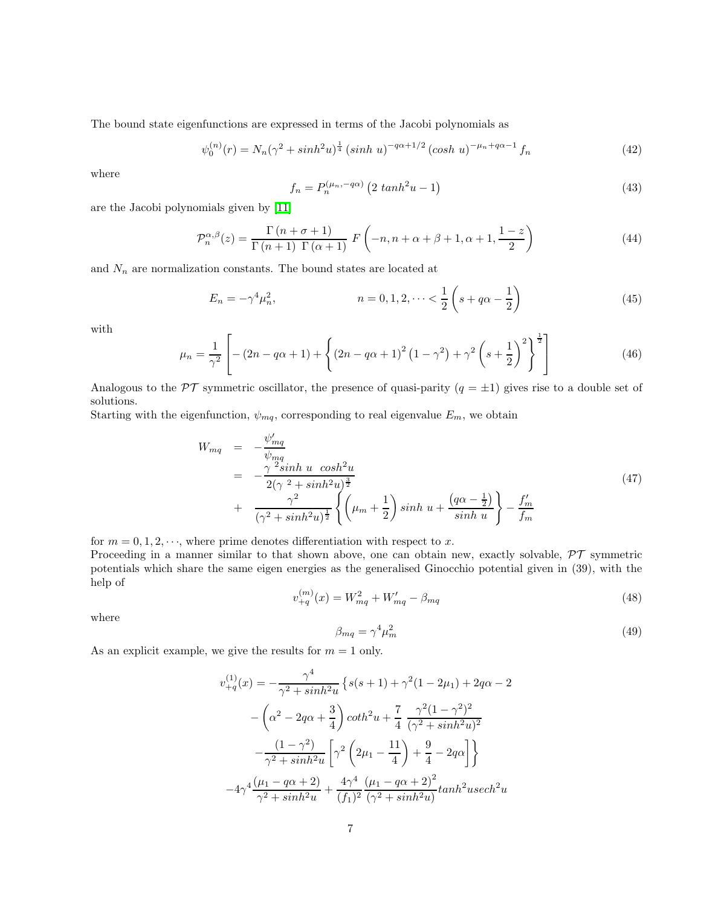The bound state eigenfunctions are expressed in terms of the Jacobi polynomials as

$$\psi_0^{(n)}(r) = N_n(\gamma^2 + sinh^2u)^{\frac{1}{4}} \, (sinh \; u)^{-q\alpha+1/2} \, (cosh \; u)^{-\mu_n+q\alpha-1} \, f_n \tag{42}$$

where

$$f_n = P_n^{(\mu_n, -q\alpha)} \left(2 \; tanh^2 u - 1\right) \tag{43}$$

are the Jacobi polynomials given by [11]

$$\mathcal{P}_n^{\alpha,\beta}(z) = \frac{\Gamma\left(n+\sigma+1\right)}{\Gamma\left(n+1\right) \; \Gamma\left(\alpha+1\right)} \; F\left(-n, n+\alpha+\beta+1, \alpha+1, \frac{1-z}{2}\right) \tag{44}$$

and $N_n$ are normalization constants. The bound states are located at

$$E_n = -\gamma^4 \mu_n^2, \qquad\qquad n = 0, 1, 2, \cdots < \frac{1}{2}\left(s + q\alpha - \frac{1}{2}\right) \tag{45}$$

with

$$\mu_n = \frac{1}{\gamma^2}\left[-\left(2n - q\alpha + 1\right) + \left\{\left(2n - q\alpha + 1\right)^2\left(1-\gamma^2\right) + \gamma^2\left(s + \frac{1}{2}\right)^2\right\}^{\frac{1}{2}}\right] \tag{46}$$

Analogous to the $\mathcal{PT}$ symmetric oscillator, the presence of quasi-parity ($q = \pm 1$) gives rise to a double set of solutions.
Starting with the eigenfunction, $\psi_{mq}$, corresponding to real eigenvalue $E_m$, we obtain

$$\begin{aligned} W_{mq} &= -\frac{\psi'_{mq}}{\psi_{mq}} \\ &= -\frac{\gamma^{\;2} sinh \; u \;\; cosh^2 u}{2(\gamma^{\;2} + sinh^2 u)^{\frac{3}{2}}} \\ &+ \frac{\gamma^2}{(\gamma^2 + sinh^2 u)^{\frac{1}{2}}}\left\{\left(\mu_m + \frac{1}{2}\right) sinh \; u + \frac{\left(q\alpha - \frac{1}{2}\right)}{sinh \; u}\right\} - \frac{f'_m}{f_m} \end{aligned} \tag{47}$$

for $m = 0, 1, 2, \cdots$, where prime denotes differentiation with respect to $x$.
Proceeding in a manner similar to that shown above, one can obtain new, exactly solvable, $\mathcal{PT}$ symmetric potentials which share the same eigen energies as the generalised Ginocchio potential given in (39), with the help of

$$v_{+q}^{(m)}(x) = W_{mq}^2 + W'_{mq} - \beta_{mq} \tag{48}$$

where

$$\beta_{mq} = \gamma^4 \mu_m^2 \tag{49}$$

As an explicit example, we give the results for $m = 1$ only.

$$\begin{aligned} v_{+q}^{(1)}(x) = &-\frac{\gamma^4}{\gamma^2 + sinh^2 u}\left\{s(s+1) + \gamma^2(1 - 2\mu_1) + 2q\alpha - 2\right. \\ &-\left(\alpha^2 - 2q\alpha + \frac{3}{4}\right) coth^2 u + \frac{7}{4} \; \frac{\gamma^2(1-\gamma^2)^2}{(\gamma^2 + sinh^2 u)^2} \\ &\left.-\frac{(1-\gamma^2)}{\gamma^2 + sinh^2 u}\left[\gamma^2\left(2\mu_1 - \frac{11}{4}\right) + \frac{9}{4} - 2q\alpha\right]\right\} \\ &-4\gamma^4\frac{(\mu_1 - q\alpha + 2)}{\gamma^2 + sinh^2 u} + \frac{4\gamma^4}{(f_1)^2}\frac{\left(\mu_1 - q\alpha + 2\right)^2}{(\gamma^2 + sinh^2 u)} tanh^2 u sech^2 u \end{aligned}$$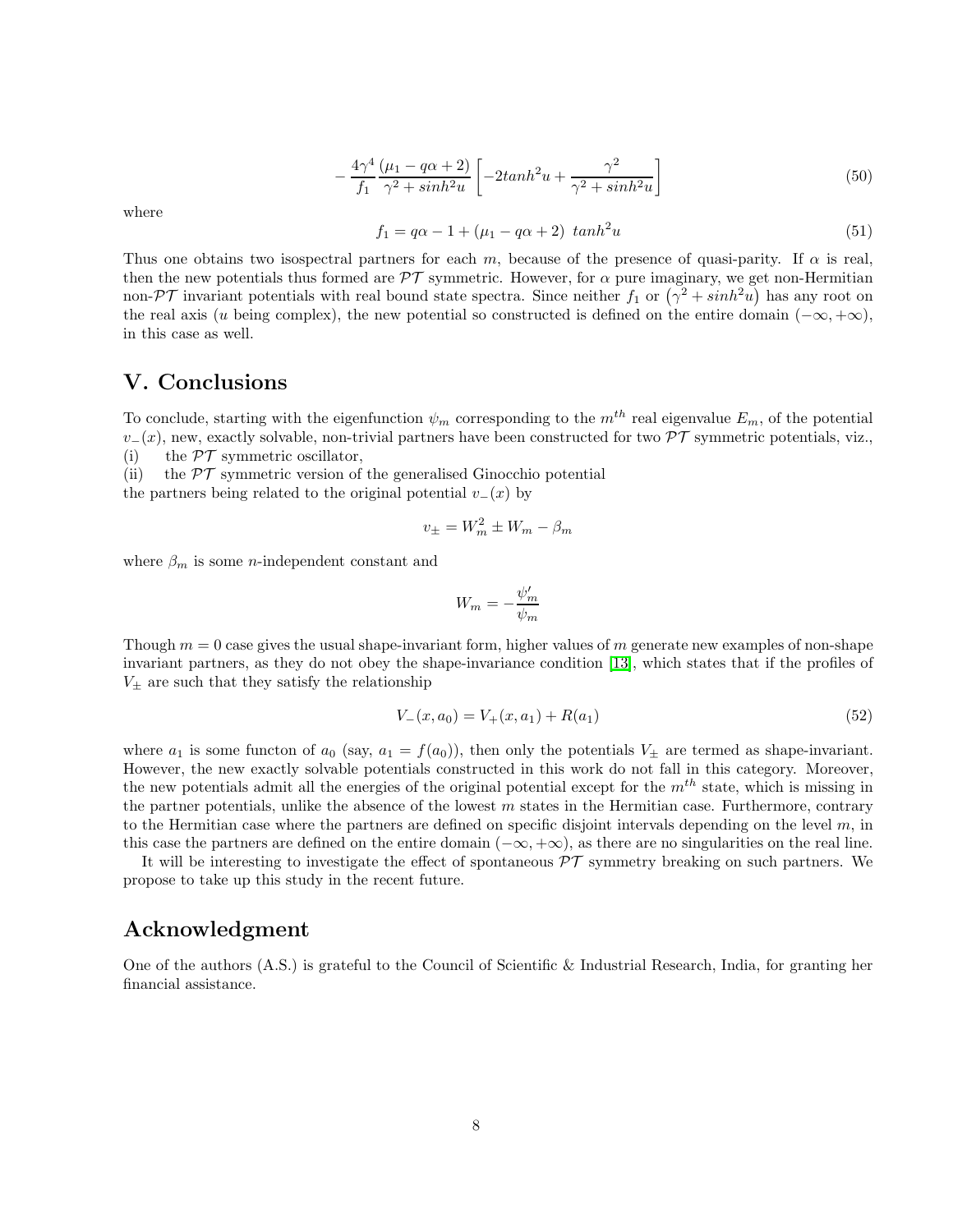$$
- \frac{4\gamma^4}{f_1} \frac{(\mu_1 - q\alpha + 2)}{\gamma^2 + sinh^2 u} \left[ -2tanh^2 u + \frac{\gamma^2}{\gamma^2 + sinh^2 u} \right] \tag{50}
$$

where

$$
f_1 = q\alpha - 1 + (\mu_1 - q\alpha + 2)\ \ tanh^2 u \tag{51}
$$

Thus one obtains two isospectral partners for each $m$, because of the presence of quasi-parity. If $\alpha$ is real, then the new potentials thus formed are $\mathcal{PT}$ symmetric. However, for $\alpha$ pure imaginary, we get non-Hermitian non-$\mathcal{PT}$ invariant potentials with real bound state spectra. Since neither $f_1$ or $\left(\gamma^2 + sinh^2 u\right)$ has any root on the real axis ($u$ being complex), the new potential so constructed is defined on the entire domain $(-\infty, +\infty)$, in this case as well.

## V. Conclusions

To conclude, starting with the eigenfunction $\psi_m$ corresponding to the $m^{th}$ real eigenvalue $E_m$, of the potential $v_-(x)$, new, exactly solvable, non-trivial partners have been constructed for two $\mathcal{PT}$ symmetric potentials, viz.,
(i) the $\mathcal{PT}$ symmetric oscillator,
(ii) the $\mathcal{PT}$ symmetric version of the generalised Ginocchio potential
the partners being related to the original potential $v_-(x)$ by

$$
v_\pm = W_m^2 \pm W_m - \beta_m
$$

where $\beta_m$ is some $n$-independent constant and

$$
W_m = -\frac{\psi_m'}{\psi_m}
$$

Though $m = 0$ case gives the usual shape-invariant form, higher values of $m$ generate new examples of non-shape invariant partners, as they do not obey the shape-invariance condition [13], which states that if the profiles of $V_\pm$ are such that they satisfy the relationship

$$
V_-(x, a_0) = V_+(x, a_1) + R(a_1) \tag{52}
$$

where $a_1$ is some functon of $a_0$ (say, $a_1 = f(a_0)$), then only the potentials $V_\pm$ are termed as shape-invariant. However, the new exactly solvable potentials constructed in this work do not fall in this category. Moreover, the new potentials admit all the energies of the original potential except for the $m^{th}$ state, which is missing in the partner potentials, unlike the absence of the lowest $m$ states in the Hermitian case. Furthermore, contrary to the Hermitian case where the partners are defined on specific disjoint intervals depending on the level $m$, in this case the partners are defined on the entire domain $(-\infty, +\infty)$, as there are no singularities on the real line.

It will be interesting to investigate the effect of spontaneous $\mathcal{PT}$ symmetry breaking on such partners. We propose to take up this study in the recent future.

## Acknowledgment

One of the authors (A.S.) is grateful to the Council of Scientific & Industrial Research, India, for granting her financial assistance.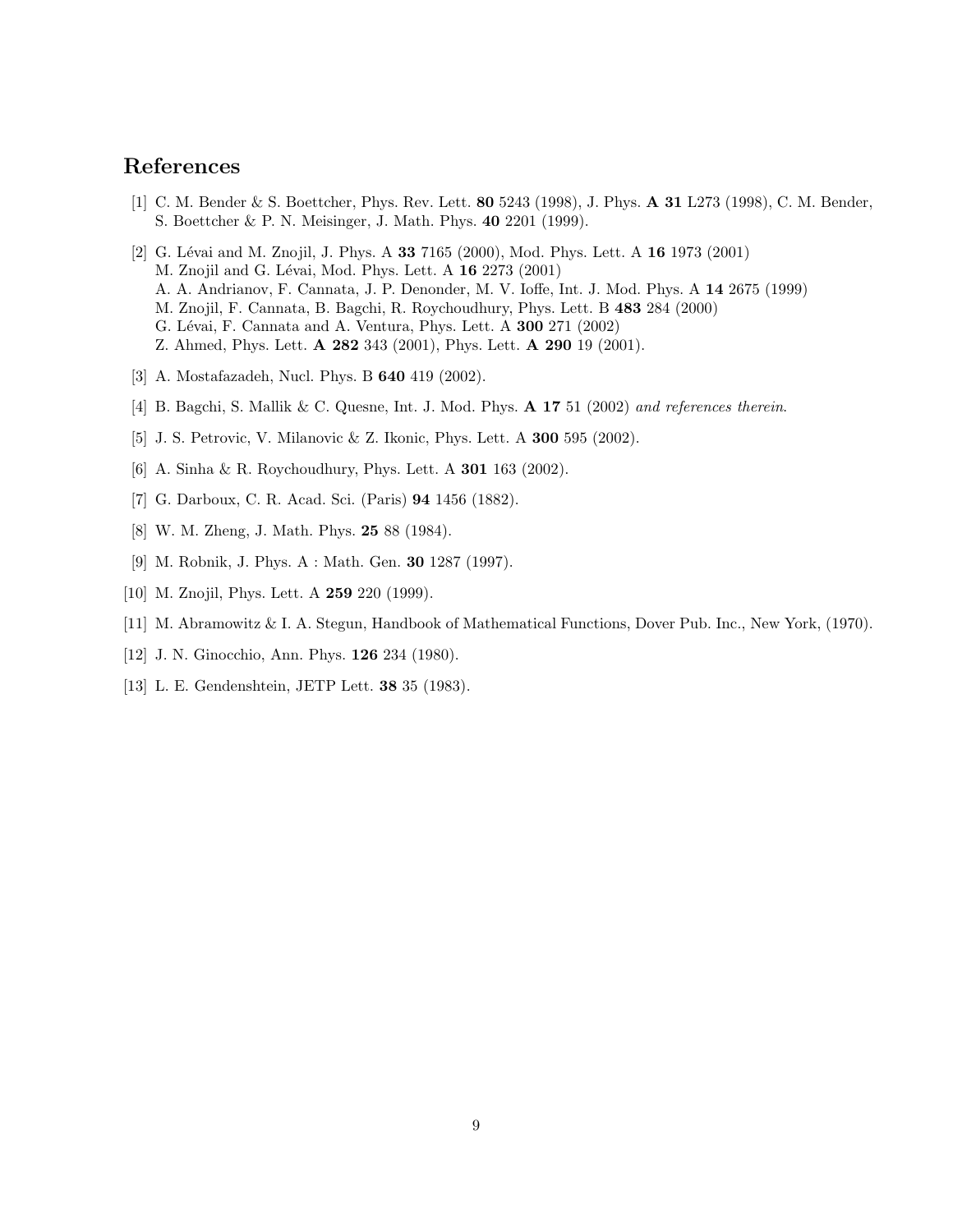## References

[1] C. M. Bender & S. Boettcher, Phys. Rev. Lett. **80** 5243 (1998), J. Phys. **A 31** L273 (1998), C. M. Bender, S. Boettcher & P. N. Meisinger, J. Math. Phys. **40** 2201 (1999).

[2] G. Lévai and M. Znojil, J. Phys. A **33** 7165 (2000), Mod. Phys. Lett. A **16** 1973 (2001)
M. Znojil and G. Lévai, Mod. Phys. Lett. A **16** 2273 (2001)
A. A. Andrianov, F. Cannata, J. P. Denonder, M. V. Ioffe, Int. J. Mod. Phys. A **14** 2675 (1999)
M. Znojil, F. Cannata, B. Bagchi, R. Roychoudhury, Phys. Lett. B **483** 284 (2000)
G. Lévai, F. Cannata and A. Ventura, Phys. Lett. A **300** 271 (2002)
Z. Ahmed, Phys. Lett. **A 282** 343 (2001), Phys. Lett. **A 290** 19 (2001).

[3] A. Mostafazadeh, Nucl. Phys. B **640** 419 (2002).

[4] B. Bagchi, S. Mallik & C. Quesne, Int. J. Mod. Phys. **A 17** 51 (2002) *and references therein*.

[5] J. S. Petrovic, V. Milanovic & Z. Ikonic, Phys. Lett. A **300** 595 (2002).

[6] A. Sinha & R. Roychoudhury, Phys. Lett. A **301** 163 (2002).

[7] G. Darboux, C. R. Acad. Sci. (Paris) **94** 1456 (1882).

[8] W. M. Zheng, J. Math. Phys. **25** 88 (1984).

[9] M. Robnik, J. Phys. A : Math. Gen. **30** 1287 (1997).

[10] M. Znojil, Phys. Lett. A **259** 220 (1999).

[11] M. Abramowitz & I. A. Stegun, Handbook of Mathematical Functions, Dover Pub. Inc., New York, (1970).

[12] J. N. Ginocchio, Ann. Phys. **126** 234 (1980).

[13] L. E. Gendenshtein, JETP Lett. **38** 35 (1983).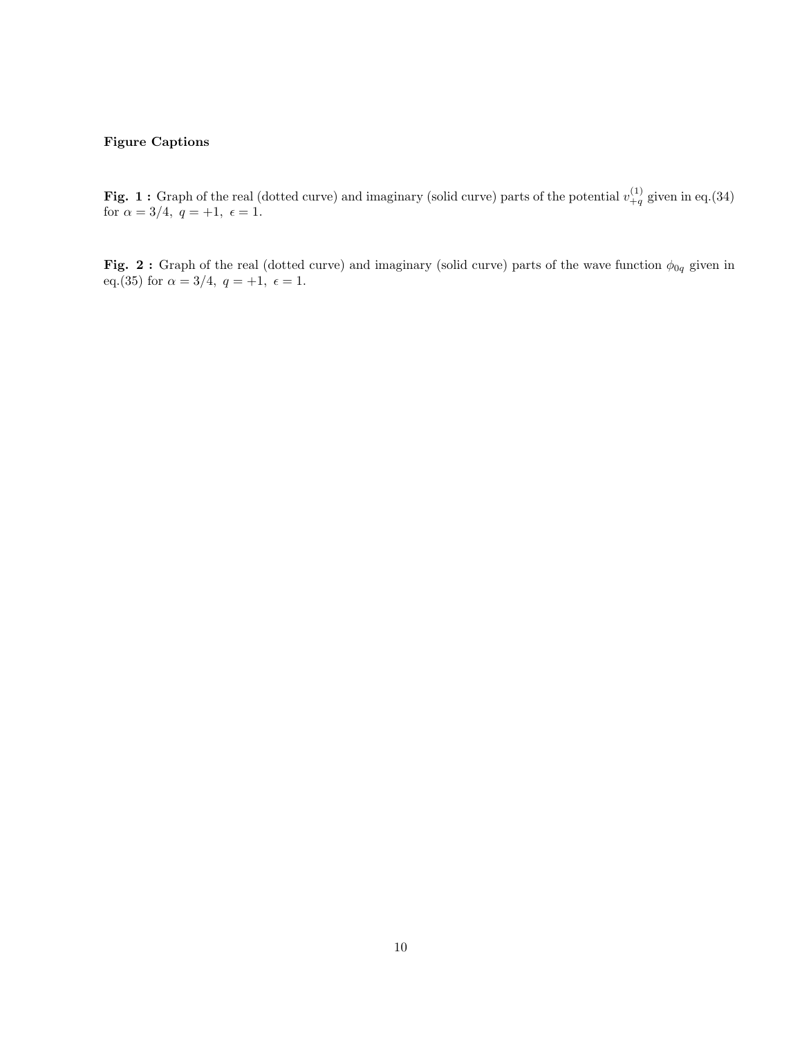**Figure Captions**

**Fig. 1 :** Graph of the real (dotted curve) and imaginary (solid curve) parts of the potential $v_{+q}^{(1)}$ given in eq.(34) for $\alpha = 3/4,\ q = +1,\ \epsilon = 1$.

**Fig. 2 :** Graph of the real (dotted curve) and imaginary (solid curve) parts of the wave function $\phi_{0q}$ given in eq.(35) for $\alpha = 3/4,\ q = +1,\ \epsilon = 1$.